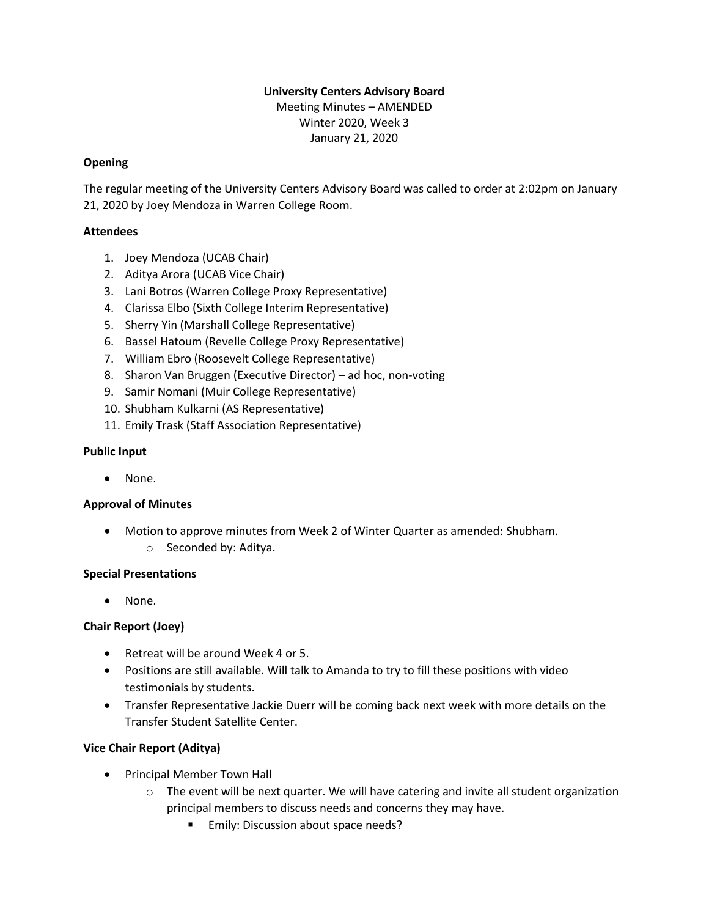**University Centers Advisory Board**
Meeting Minutes – AMENDED
Winter 2020, Week 3
January 21, 2020

**Opening**

The regular meeting of the University Centers Advisory Board was called to order at 2:02pm on January 21, 2020 by Joey Mendoza in Warren College Room.

**Attendees**

1. Joey Mendoza (UCAB Chair)
2. Aditya Arora (UCAB Vice Chair)
3. Lani Botros (Warren College Proxy Representative)
4. Clarissa Elbo (Sixth College Interim Representative)
5. Sherry Yin (Marshall College Representative)
6. Bassel Hatoum (Revelle College Proxy Representative)
7. William Ebro (Roosevelt College Representative)
8. Sharon Van Bruggen (Executive Director) – ad hoc, non-voting
9. Samir Nomani (Muir College Representative)
10. Shubham Kulkarni (AS Representative)
11. Emily Trask (Staff Association Representative)

**Public Input**

- None.

**Approval of Minutes**

- Motion to approve minutes from Week 2 of Winter Quarter as amended: Shubham.
  - Seconded by: Aditya.

**Special Presentations**

- None.

**Chair Report (Joey)**

- Retreat will be around Week 4 or 5.
- Positions are still available. Will talk to Amanda to try to fill these positions with video testimonials by students.
- Transfer Representative Jackie Duerr will be coming back next week with more details on the Transfer Student Satellite Center.

**Vice Chair Report (Aditya)**

- Principal Member Town Hall
  - The event will be next quarter. We will have catering and invite all student organization principal members to discuss needs and concerns they may have.
    - Emily: Discussion about space needs?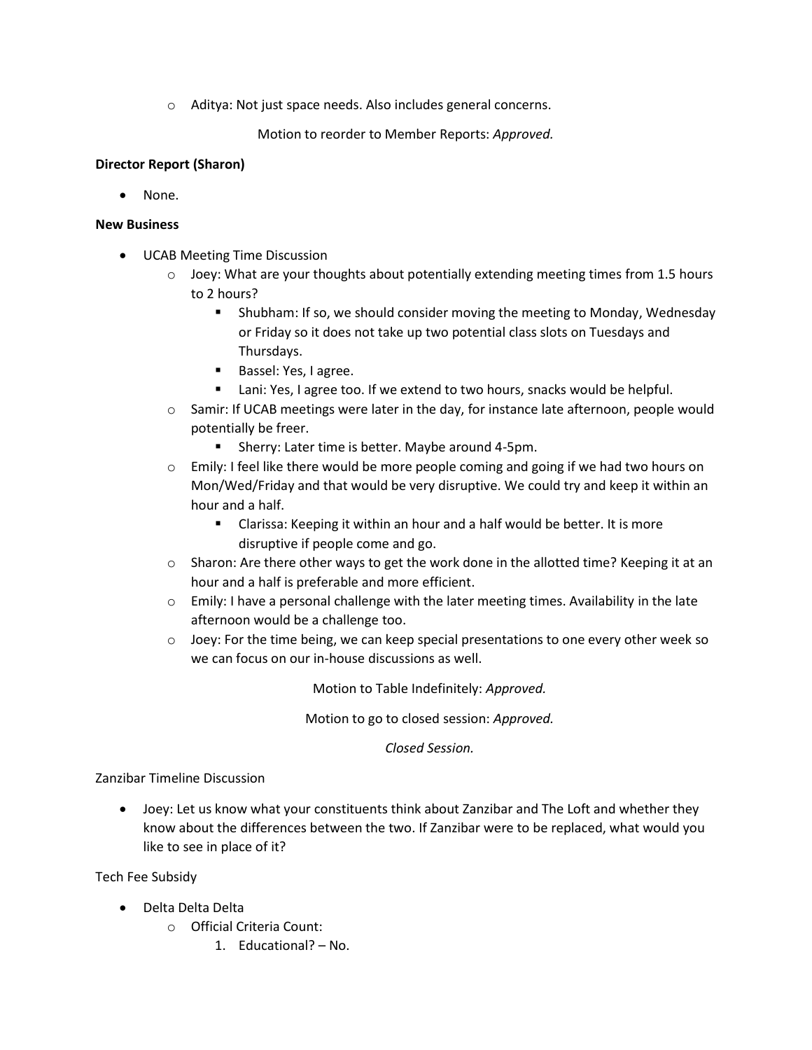- Aditya: Not just space needs. Also includes general concerns.

Motion to reorder to Member Reports: *Approved.*

**Director Report (Sharon)**

- None.

**New Business**

- UCAB Meeting Time Discussion
  - Joey: What are your thoughts about potentially extending meeting times from 1.5 hours to 2 hours?
    - Shubham: If so, we should consider moving the meeting to Monday, Wednesday or Friday so it does not take up two potential class slots on Tuesdays and Thursdays.
    - Bassel: Yes, I agree.
    - Lani: Yes, I agree too. If we extend to two hours, snacks would be helpful.
  - Samir: If UCAB meetings were later in the day, for instance late afternoon, people would potentially be freer.
    - Sherry: Later time is better. Maybe around 4-5pm.
  - Emily: I feel like there would be more people coming and going if we had two hours on Mon/Wed/Friday and that would be very disruptive. We could try and keep it within an hour and a half.
    - Clarissa: Keeping it within an hour and a half would be better. It is more disruptive if people come and go.
  - Sharon: Are there other ways to get the work done in the allotted time? Keeping it at an hour and a half is preferable and more efficient.
  - Emily: I have a personal challenge with the later meeting times. Availability in the late afternoon would be a challenge too.
  - Joey: For the time being, we can keep special presentations to one every other week so we can focus on our in-house discussions as well.

Motion to Table Indefinitely: *Approved.*

Motion to go to closed session: *Approved.*

*Closed Session.*

Zanzibar Timeline Discussion

- Joey: Let us know what your constituents think about Zanzibar and The Loft and whether they know about the differences between the two. If Zanzibar were to be replaced, what would you like to see in place of it?

Tech Fee Subsidy

- Delta Delta Delta
  - Official Criteria Count:
    1. Educational? – No.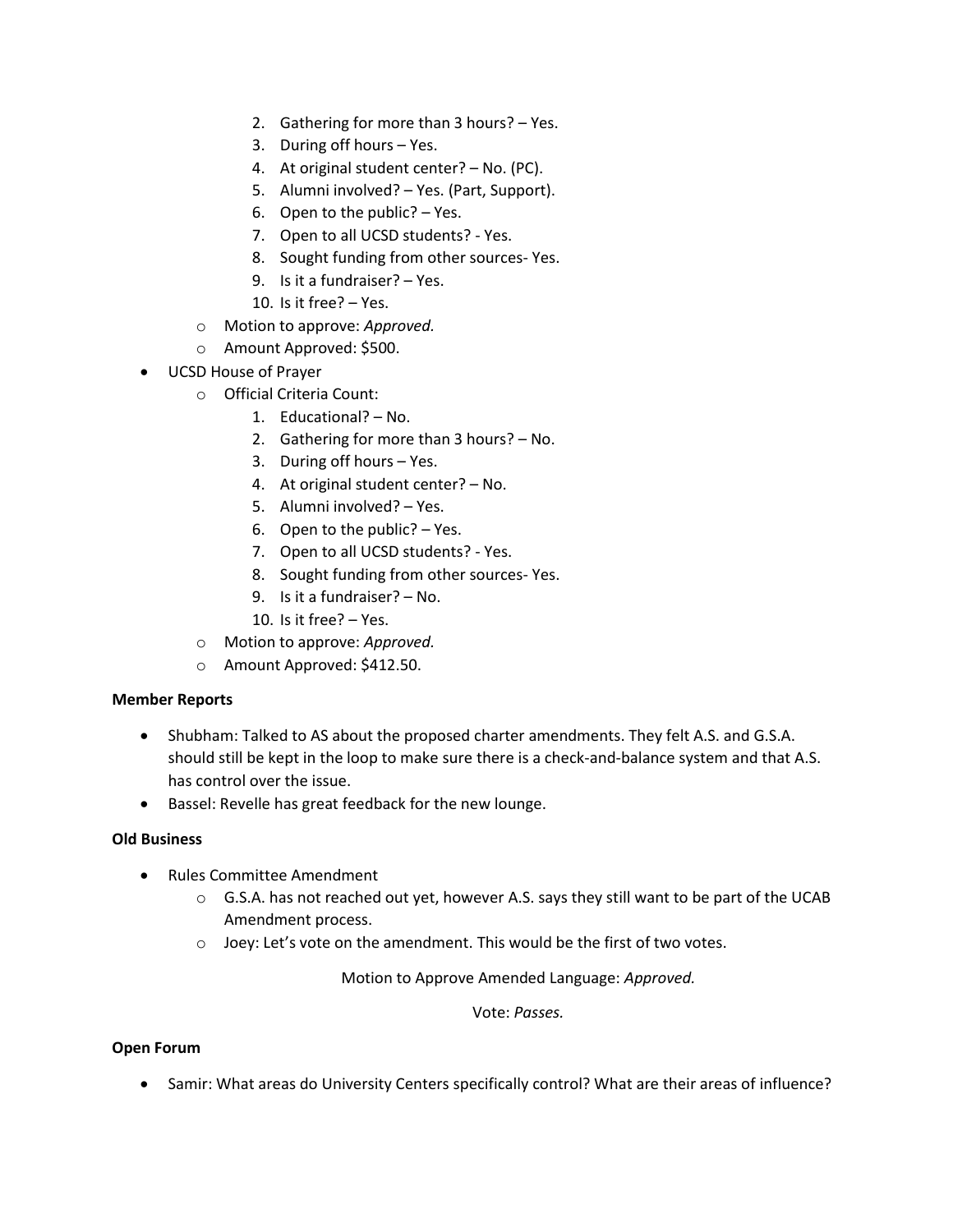2. Gathering for more than 3 hours? – Yes.
3. During off hours – Yes.
4. At original student center? – No. (PC).
5. Alumni involved? – Yes. (Part, Support).
6. Open to the public? – Yes.
7. Open to all UCSD students? - Yes.
8. Sought funding from other sources- Yes.
9. Is it a fundraiser? – Yes.
10. Is it free? – Yes.

   - Motion to approve: *Approved.*
   - Amount Approved: $500.

- UCSD House of Prayer
  - Official Criteria Count:
    1. Educational? – No.
    2. Gathering for more than 3 hours? – No.
    3. During off hours – Yes.
    4. At original student center? – No.
    5. Alumni involved? – Yes.
    6. Open to the public? – Yes.
    7. Open to all UCSD students? - Yes.
    8. Sought funding from other sources- Yes.
    9. Is it a fundraiser? – No.
    10. Is it free? – Yes.
  - Motion to approve: *Approved.*
  - Amount Approved: $412.50.

**Member Reports**

- Shubham: Talked to AS about the proposed charter amendments. They felt A.S. and G.S.A. should still be kept in the loop to make sure there is a check-and-balance system and that A.S. has control over the issue.
- Bassel: Revelle has great feedback for the new lounge.

**Old Business**

- Rules Committee Amendment
  - G.S.A. has not reached out yet, however A.S. says they still want to be part of the UCAB Amendment process.
  - Joey: Let's vote on the amendment. This would be the first of two votes.

Motion to Approve Amended Language: *Approved.*

Vote: *Passes.*

**Open Forum**

- Samir: What areas do University Centers specifically control? What are their areas of influence?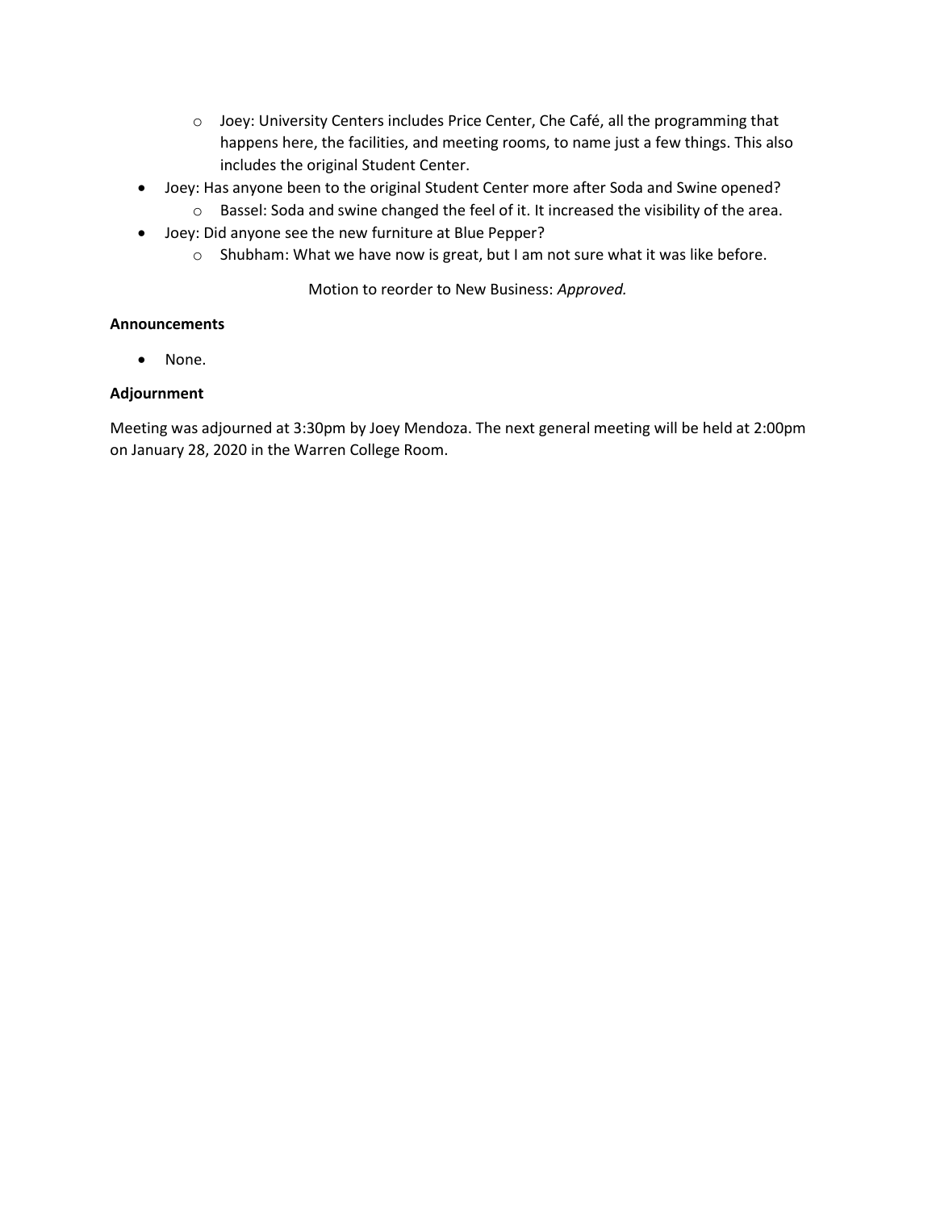- Joey: University Centers includes Price Center, Che Café, all the programming that happens here, the facilities, and meeting rooms, to name just a few things. This also includes the original Student Center.
- Joey: Has anyone been to the original Student Center more after Soda and Swine opened?
    - Bassel: Soda and swine changed the feel of it. It increased the visibility of the area.
- Joey: Did anyone see the new furniture at Blue Pepper?
    - Shubham: What we have now is great, but I am not sure what it was like before.

Motion to reorder to New Business: *Approved.*

**Announcements**

- None.

**Adjournment**

Meeting was adjourned at 3:30pm by Joey Mendoza. The next general meeting will be held at 2:00pm on January 28, 2020 in the Warren College Room.